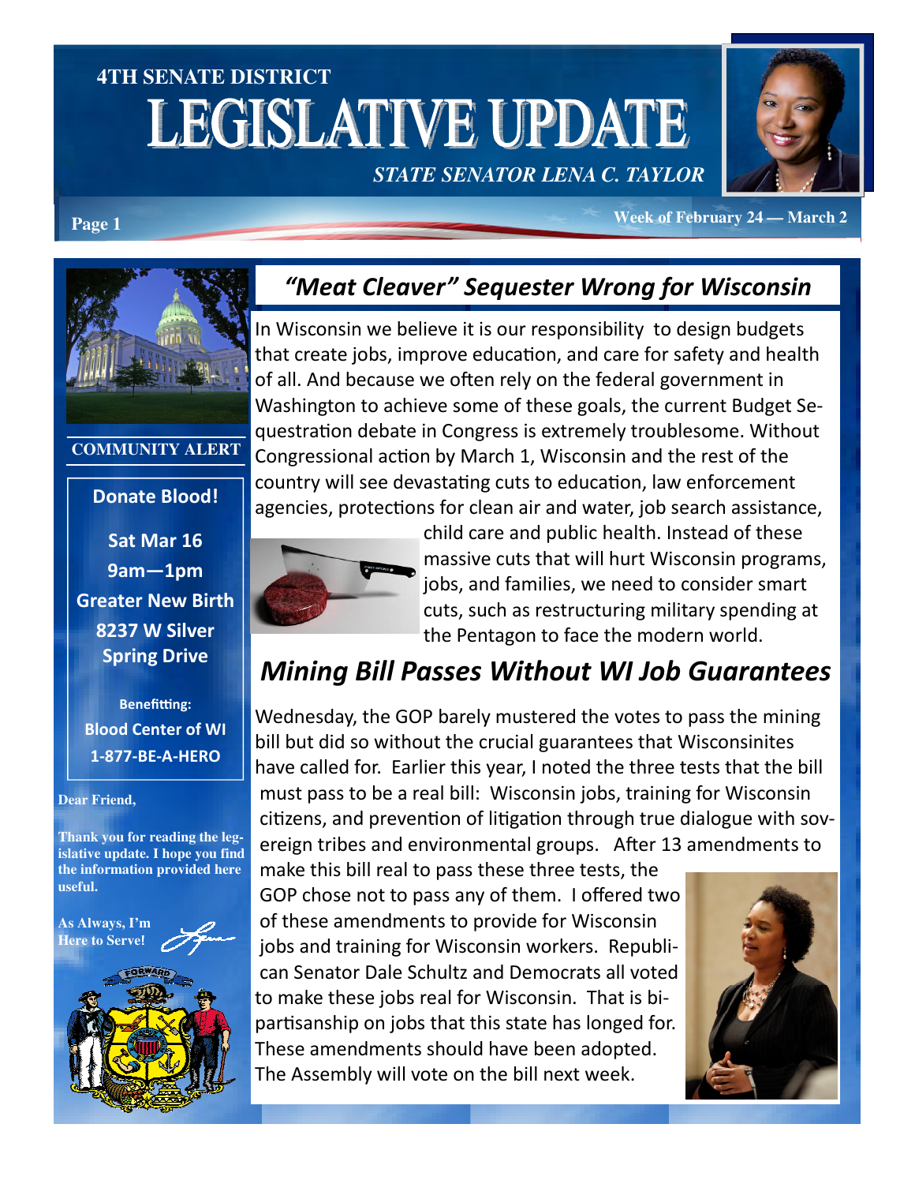# 4TH SENATE DISTRICT LEGISLATIVE UPDATE

*STATE SENATOR LENA C. TAYLOR*

**Week of February 24 — March 2**

## "Meat Cleaver" Sequester Wrong for Wisconsin

In Wisconsin we believe it is our responsibility to design budgets that create jobs, improve education, and care for safety and health of all. And because we often rely on the federal government in Washington to achieve some of these goals, the current Budget Sequestration debate in Congress is extremely troublesome. Without Congressional action by March 1, Wisconsin and the rest of the country will see devastating cuts to education, law enforcement agencies, protections for clean air and water, job search assistance, child care and public health. Instead of these massive cuts that will hurt Wisconsin programs, jobs, and families, we need to consider smart cuts, such as restructuring military spending at the Pentagon to face the modern world.

## Mining Bill Passes Without WI Job Guarantees

Wednesday, the GOP barely mustered the votes to pass the mining bill but did so without the crucial guarantees that Wisconsinites have called for. Earlier this year, I noted the three tests that the bill must pass to be a real bill: Wisconsin jobs, training for Wisconsin citizens, and prevention of litigation through true dialogue with sovereign tribes and environmental groups. After 13 amendments to make this bill real to pass these three tests, the GOP chose not to pass any of them. I offered two of these amendments to provide for Wisconsin jobs and training for Wisconsin workers. Republican Senator Dale Schultz and Democrats all voted to make these jobs real for Wisconsin. That is bipartisanship on jobs that this state has longed for. These amendments should have been adopted. The Assembly will vote on the bill next week.

---

**COMMUNITY ALERT**

**Donate Blood!**

**Sat Mar 16**
**9am—1pm**
**Greater New Birth**
**8237 W Silver Spring Drive**

**Benefitting:**
**Blood Center of WI**
**1-877-BE-A-HERO**

**Dear Friend,**

**Thank you for reading the legislative update. I hope you find the information provided here useful.**

**As Always, I'm Here to Serve!**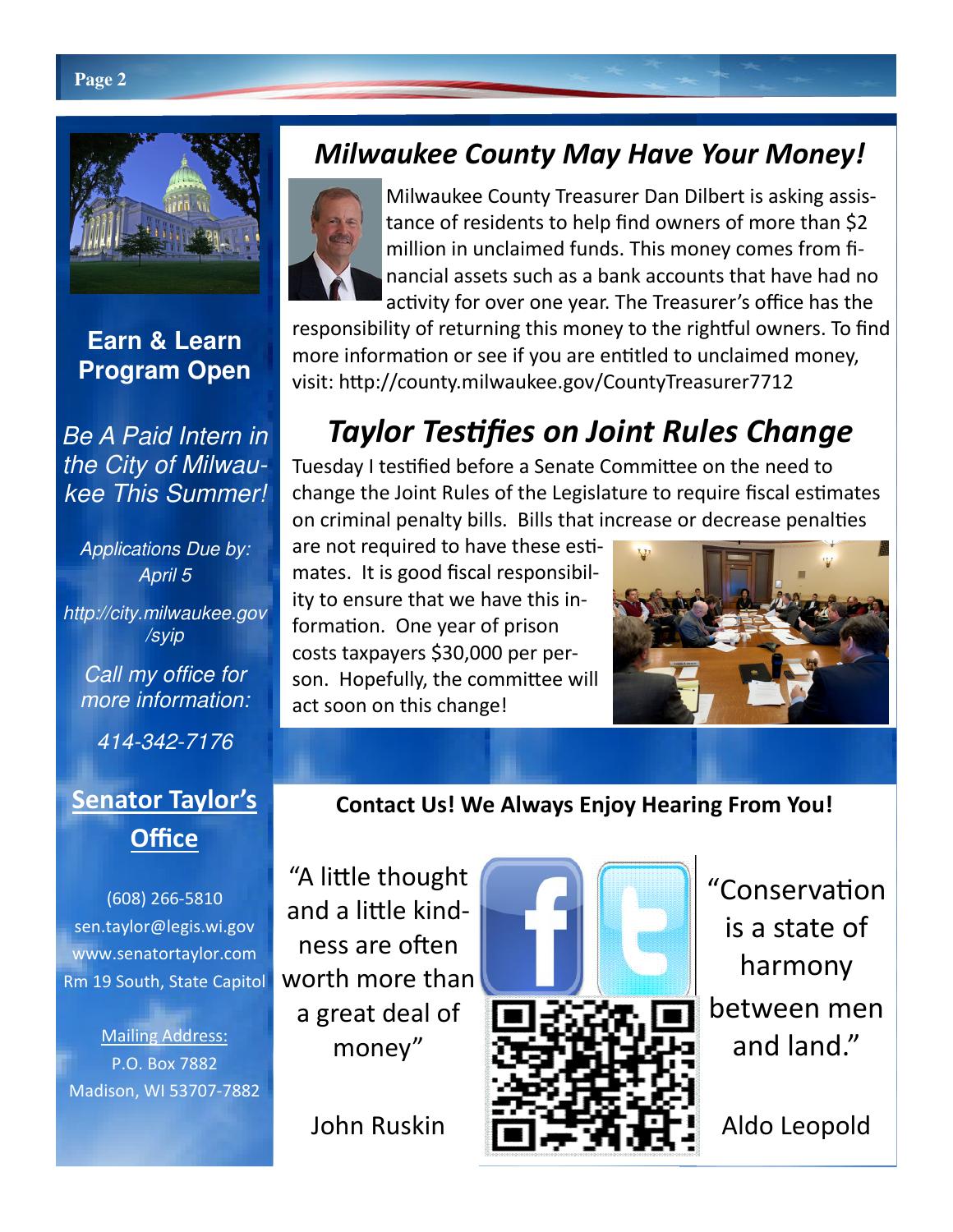## Milwaukee County May Have Your Money!

Milwaukee County Treasurer Dan Dilbert is asking assistance of residents to help find owners of more than $2 million in unclaimed funds. This money comes from financial assets such as a bank accounts that have had no activity for over one year. The Treasurer's office has the responsibility of returning this money to the rightful owners. To find more information or see if you are entitled to unclaimed money, visit: http://county.milwaukee.gov/CountyTreasurer7712

## Taylor Testifies on Joint Rules Change

Tuesday I testified before a Senate Committee on the need to change the Joint Rules of the Legislature to require fiscal estimates on criminal penalty bills. Bills that increase or decrease penalties are not required to have these estimates. It is good fiscal responsibility to ensure that we have this information. One year of prison costs taxpayers $30,000 per person. Hopefully, the committee will act soon on this change!

### Earn & Learn Program Open

*Be A Paid Intern in the City of Milwaukee This Summer!*

*Applications Due by: April 5*

*http://city.milwaukee.gov/syip*

*Call my office for more information:*

*414-342-7176*

### Senator Taylor's Office

(608) 266-5810
sen.taylor@legis.wi.gov
www.senatortaylor.com
Rm 19 South, State Capitol

Mailing Address:
P.O. Box 7882
Madison, WI 53707-7882

**Contact Us! We Always Enjoy Hearing From You!**

"A little thought and a little kindness are often worth more than a great deal of money"

John Ruskin

"Conservation is a state of harmony between men and land."

Aldo Leopold